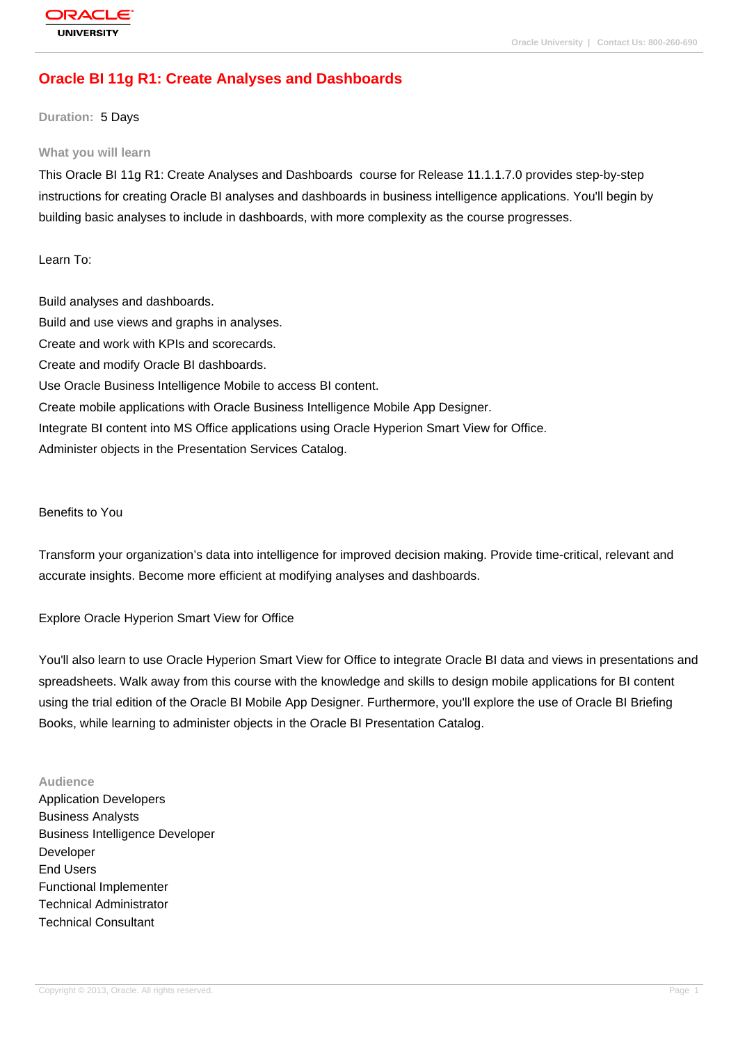# Oracle BI 11g R1: Create Analyses and Dashboards

**Duration:** 5 Days

## What you will learn

This Oracle BI 11g R1: Create Analyses and Dashboards course for Release 11.1.1.7.0 provides step-by-step instructions for creating Oracle BI analyses and dashboards in business intelligence applications. You'll begin by building basic analyses to include in dashboards, with more complexity as the course progresses.

Learn To:

Build analyses and dashboards.
Build and use views and graphs in analyses.
Create and work with KPIs and scorecards.
Create and modify Oracle BI dashboards.
Use Oracle Business Intelligence Mobile to access BI content.
Create mobile applications with Oracle Business Intelligence Mobile App Designer.
Integrate BI content into MS Office applications using Oracle Hyperion Smart View for Office.
Administer objects in the Presentation Services Catalog.

Benefits to You

Transform your organization's data into intelligence for improved decision making. Provide time-critical, relevant and accurate insights. Become more efficient at modifying analyses and dashboards.

Explore Oracle Hyperion Smart View for Office

You'll also learn to use Oracle Hyperion Smart View for Office to integrate Oracle BI data and views in presentations and spreadsheets. Walk away from this course with the knowledge and skills to design mobile applications for BI content using the trial edition of the Oracle BI Mobile App Designer. Furthermore, you'll explore the use of Oracle BI Briefing Books, while learning to administer objects in the Oracle BI Presentation Catalog.

## Audience

Application Developers
Business Analysts
Business Intelligence Developer
Developer
End Users
Functional Implementer
Technical Administrator
Technical Consultant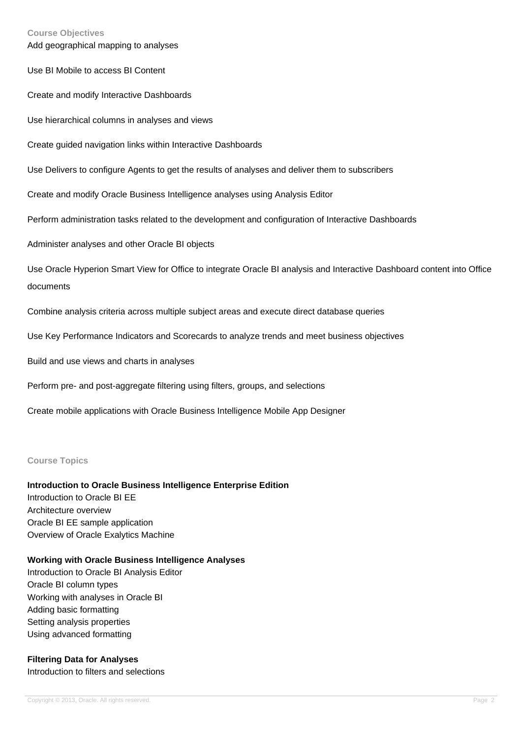## Course Objectives

Add geographical mapping to analyses

Use BI Mobile to access BI Content

Create and modify Interactive Dashboards

Use hierarchical columns in analyses and views

Create guided navigation links within Interactive Dashboards

Use Delivers to configure Agents to get the results of analyses and deliver them to subscribers

Create and modify Oracle Business Intelligence analyses using Analysis Editor

Perform administration tasks related to the development and configuration of Interactive Dashboards

Administer analyses and other Oracle BI objects

Use Oracle Hyperion Smart View for Office to integrate Oracle BI analysis and Interactive Dashboard content into Office documents

Combine analysis criteria across multiple subject areas and execute direct database queries

Use Key Performance Indicators and Scorecards to analyze trends and meet business objectives

Build and use views and charts in analyses

Perform pre- and post-aggregate filtering using filters, groups, and selections

Create mobile applications with Oracle Business Intelligence Mobile App Designer

## Course Topics

**Introduction to Oracle Business Intelligence Enterprise Edition**
Introduction to Oracle BI EE
Architecture overview
Oracle BI EE sample application
Overview of Oracle Exalytics Machine

**Working with Oracle Business Intelligence Analyses**
Introduction to Oracle BI Analysis Editor
Oracle BI column types
Working with analyses in Oracle BI
Adding basic formatting
Setting analysis properties
Using advanced formatting

**Filtering Data for Analyses**
Introduction to filters and selections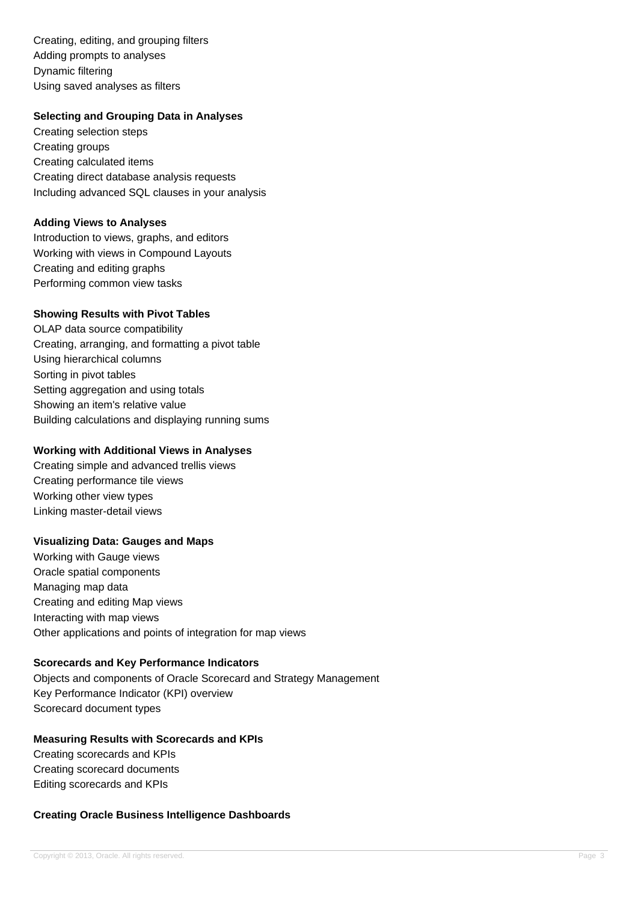Creating, editing, and grouping filters
Adding prompts to analyses
Dynamic filtering
Using saved analyses as filters

**Selecting and Grouping Data in Analyses**

Creating selection steps
Creating groups
Creating calculated items
Creating direct database analysis requests
Including advanced SQL clauses in your analysis

**Adding Views to Analyses**

Introduction to views, graphs, and editors
Working with views in Compound Layouts
Creating and editing graphs
Performing common view tasks

**Showing Results with Pivot Tables**

OLAP data source compatibility
Creating, arranging, and formatting a pivot table
Using hierarchical columns
Sorting in pivot tables
Setting aggregation and using totals
Showing an item's relative value
Building calculations and displaying running sums

**Working with Additional Views in Analyses**

Creating simple and advanced trellis views
Creating performance tile views
Working other view types
Linking master-detail views

**Visualizing Data: Gauges and Maps**

Working with Gauge views
Oracle spatial components
Managing map data
Creating and editing Map views
Interacting with map views
Other applications and points of integration for map views

**Scorecards and Key Performance Indicators**

Objects and components of Oracle Scorecard and Strategy Management
Key Performance Indicator (KPI) overview
Scorecard document types

**Measuring Results with Scorecards and KPIs**

Creating scorecards and KPIs
Creating scorecard documents
Editing scorecards and KPIs

**Creating Oracle Business Intelligence Dashboards**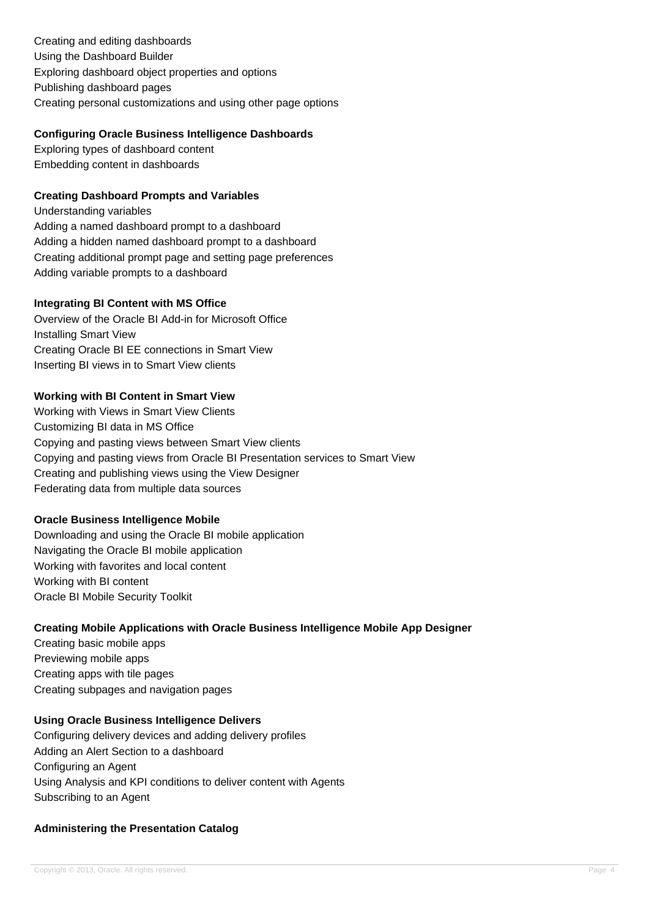Creating and editing dashboards
Using the Dashboard Builder
Exploring dashboard object properties and options
Publishing dashboard pages
Creating personal customizations and using other page options

**Configuring Oracle Business Intelligence Dashboards**

Exploring types of dashboard content
Embedding content in dashboards

**Creating Dashboard Prompts and Variables**

Understanding variables
Adding a named dashboard prompt to a dashboard
Adding a hidden named dashboard prompt to a dashboard
Creating additional prompt page and setting page preferences
Adding variable prompts to a dashboard

**Integrating BI Content with MS Office**

Overview of the Oracle BI Add-in for Microsoft Office
Installing Smart View
Creating Oracle BI EE connections in Smart View
Inserting BI views in to Smart View clients

**Working with BI Content in Smart View**

Working with Views in Smart View Clients
Customizing BI data in MS Office
Copying and pasting views between Smart View clients
Copying and pasting views from Oracle BI Presentation services to Smart View
Creating and publishing views using the View Designer
Federating data from multiple data sources

**Oracle Business Intelligence Mobile**

Downloading and using the Oracle BI mobile application
Navigating the Oracle BI mobile application
Working with favorites and local content
Working with BI content
Oracle BI Mobile Security Toolkit

**Creating Mobile Applications with Oracle Business Intelligence Mobile App Designer**

Creating basic mobile apps
Previewing mobile apps
Creating apps with tile pages
Creating subpages and navigation pages

**Using Oracle Business Intelligence Delivers**

Configuring delivery devices and adding delivery profiles
Adding an Alert Section to a dashboard
Configuring an Agent
Using Analysis and KPI conditions to deliver content with Agents
Subscribing to an Agent

**Administering the Presentation Catalog**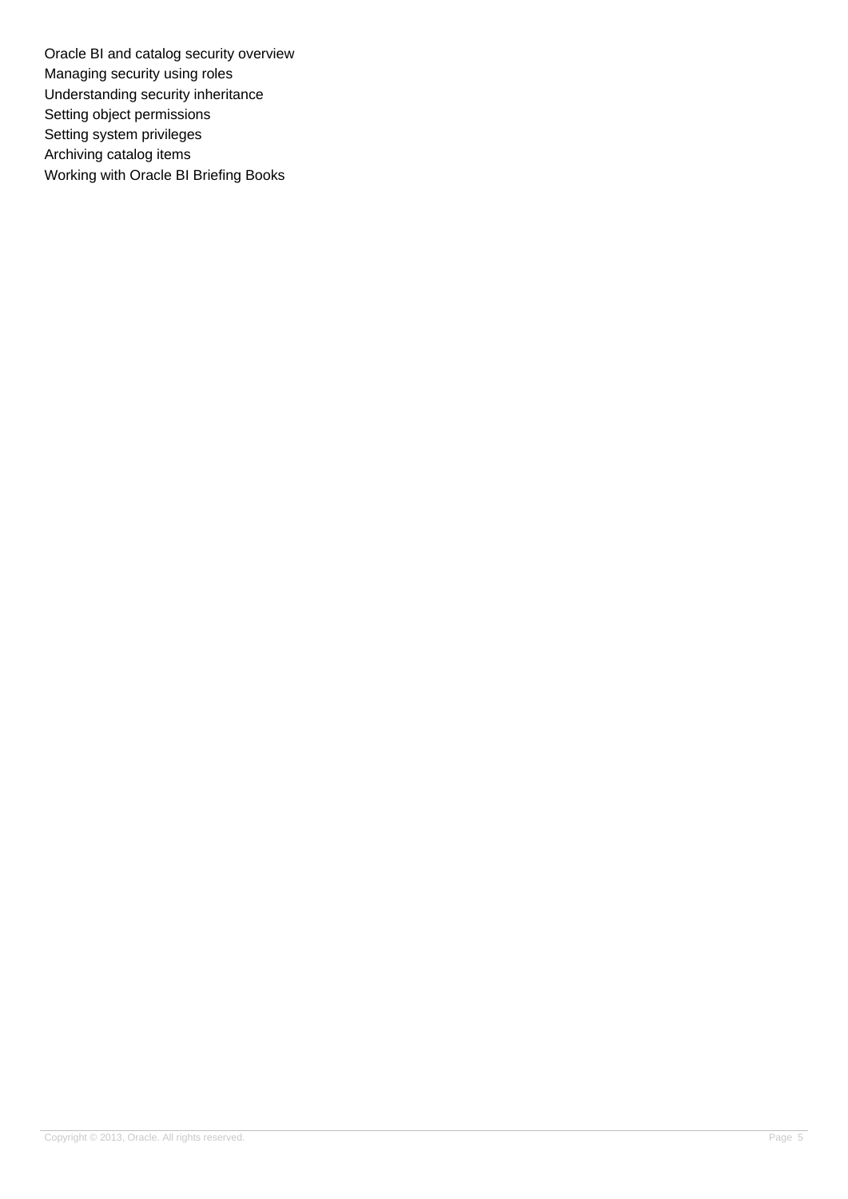Oracle BI and catalog security overview
Managing security using roles
Understanding security inheritance
Setting object permissions
Setting system privileges
Archiving catalog items
Working with Oracle BI Briefing Books